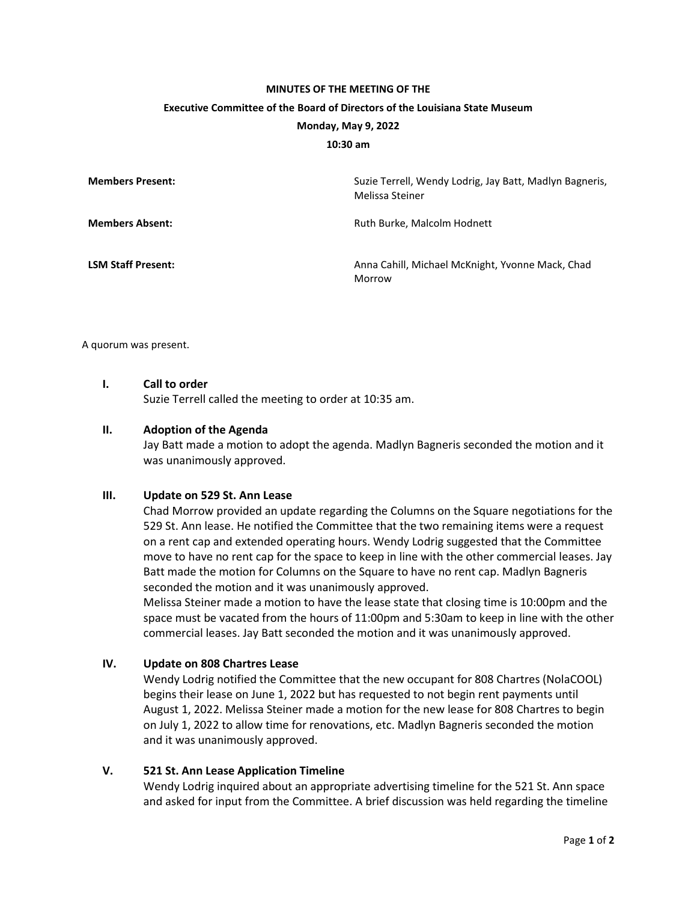**MINUTES OF THE MEETING OF THE**

**Executive Committee of the Board of Directors of the Louisiana State Museum**

**Monday, May 9, 2022**

**10:30 am**

| | |
|---|---|
| **Members Present:** | Suzie Terrell, Wendy Lodrig, Jay Batt, Madlyn Bagneris, Melissa Steiner |
| **Members Absent:** | Ruth Burke, Malcolm Hodnett |
| **LSM Staff Present:** | Anna Cahill, Michael McKnight, Yvonne Mack, Chad Morrow |

A quorum was present.

## I. Call to order

Suzie Terrell called the meeting to order at 10:35 am.

## II. Adoption of the Agenda

Jay Batt made a motion to adopt the agenda. Madlyn Bagneris seconded the motion and it was unanimously approved.

## III. Update on 529 St. Ann Lease

Chad Morrow provided an update regarding the Columns on the Square negotiations for the 529 St. Ann lease. He notified the Committee that the two remaining items were a request on a rent cap and extended operating hours. Wendy Lodrig suggested that the Committee move to have no rent cap for the space to keep in line with the other commercial leases. Jay Batt made the motion for Columns on the Square to have no rent cap. Madlyn Bagneris seconded the motion and it was unanimously approved.

Melissa Steiner made a motion to have the lease state that closing time is 10:00pm and the space must be vacated from the hours of 11:00pm and 5:30am to keep in line with the other commercial leases. Jay Batt seconded the motion and it was unanimously approved.

## IV. Update on 808 Chartres Lease

Wendy Lodrig notified the Committee that the new occupant for 808 Chartres (NolaCOOL) begins their lease on June 1, 2022 but has requested to not begin rent payments until August 1, 2022. Melissa Steiner made a motion for the new lease for 808 Chartres to begin on July 1, 2022 to allow time for renovations, etc. Madlyn Bagneris seconded the motion and it was unanimously approved.

## V. 521 St. Ann Lease Application Timeline

Wendy Lodrig inquired about an appropriate advertising timeline for the 521 St. Ann space and asked for input from the Committee. A brief discussion was held regarding the timeline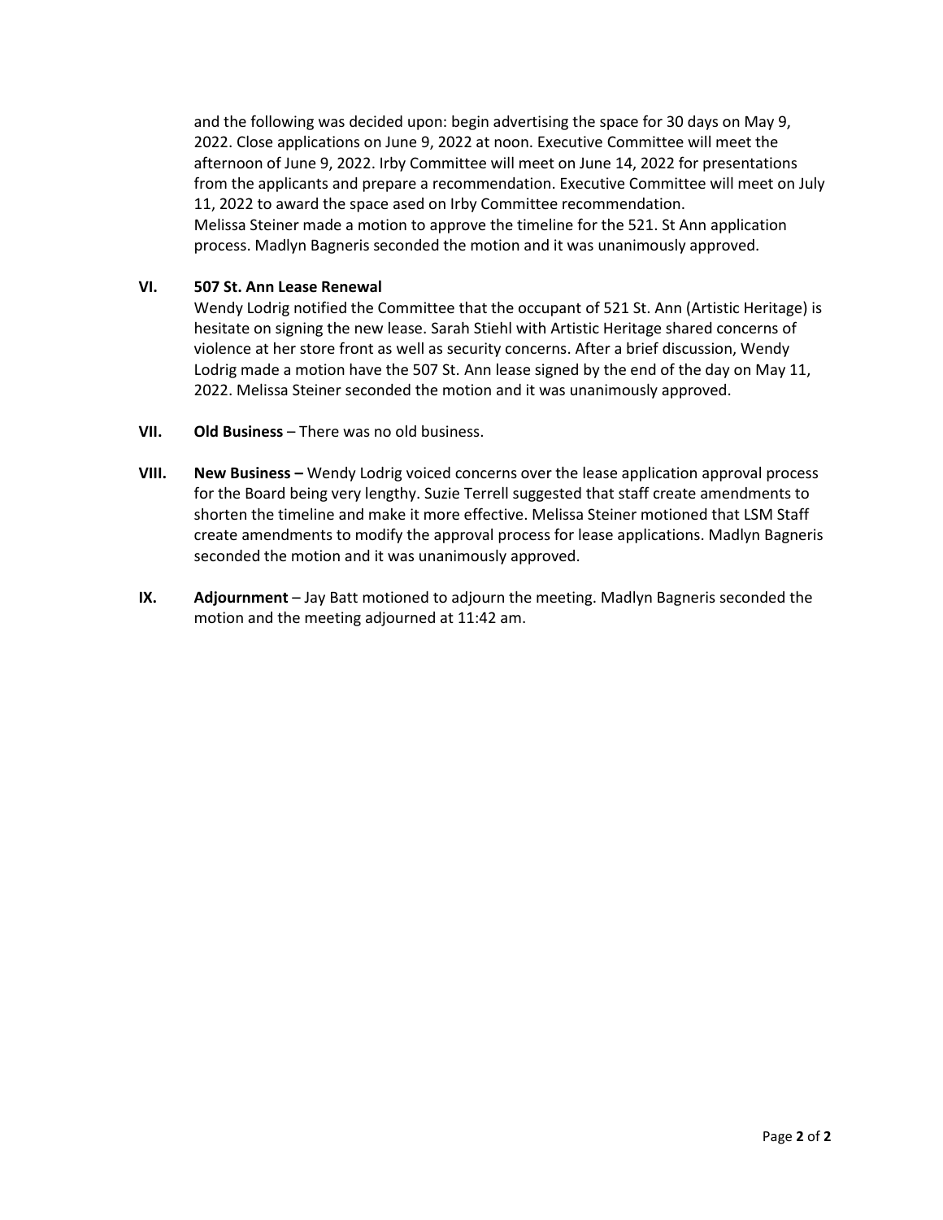and the following was decided upon: begin advertising the space for 30 days on May 9, 2022. Close applications on June 9, 2022 at noon. Executive Committee will meet the afternoon of June 9, 2022. Irby Committee will meet on June 14, 2022 for presentations from the applicants and prepare a recommendation. Executive Committee will meet on July 11, 2022 to award the space ased on Irby Committee recommendation.
Melissa Steiner made a motion to approve the timeline for the 521. St Ann application process. Madlyn Bagneris seconded the motion and it was unanimously approved.

**VI. 507 St. Ann Lease Renewal**

Wendy Lodrig notified the Committee that the occupant of 521 St. Ann (Artistic Heritage) is hesitate on signing the new lease. Sarah Stiehl with Artistic Heritage shared concerns of violence at her store front as well as security concerns. After a brief discussion, Wendy Lodrig made a motion have the 507 St. Ann lease signed by the end of the day on May 11, 2022. Melissa Steiner seconded the motion and it was unanimously approved.

**VII. Old Business** – There was no old business.

**VIII. New Business –** Wendy Lodrig voiced concerns over the lease application approval process for the Board being very lengthy. Suzie Terrell suggested that staff create amendments to shorten the timeline and make it more effective. Melissa Steiner motioned that LSM Staff create amendments to modify the approval process for lease applications. Madlyn Bagneris seconded the motion and it was unanimously approved.

**IX. Adjournment** – Jay Batt motioned to adjourn the meeting. Madlyn Bagneris seconded the motion and the meeting adjourned at 11:42 am.